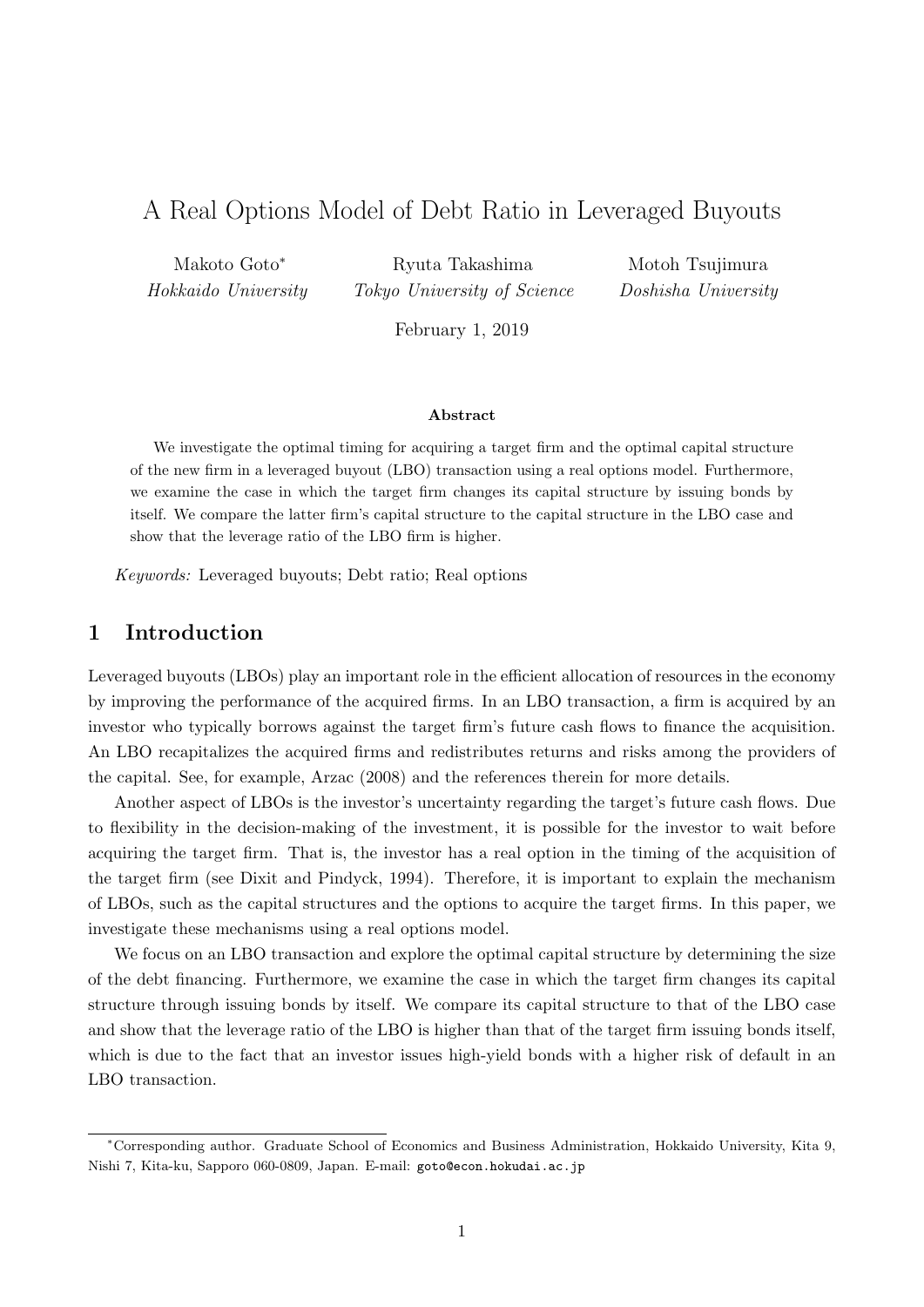# A Real Options Model of Debt Ratio in Leveraged Buyouts

Makoto Goto[*] — *Hokkaido University*

Ryuta Takashima — *Tokyo University of Science*

Motoh Tsujimura — *Doshisha University*

February 1, 2019

**Abstract**

We investigate the optimal timing for acquiring a target firm and the optimal capital structure of the new firm in a leveraged buyout (LBO) transaction using a real options model. Furthermore, we examine the case in which the target firm changes its capital structure by issuing bonds by itself. We compare the latter firm's capital structure to the capital structure in the LBO case and show that the leverage ratio of the LBO firm is higher.

*Keywords:* Leveraged buyouts; Debt ratio; Real options

## 1 Introduction

Leveraged buyouts (LBOs) play an important role in the efficient allocation of resources in the economy by improving the performance of the acquired firms. In an LBO transaction, a firm is acquired by an investor who typically borrows against the target firm's future cash flows to finance the acquisition. An LBO recapitalizes the acquired firms and redistributes returns and risks among the providers of the capital. See, for example, Arzac (2008) and the references therein for more details.

Another aspect of LBOs is the investor's uncertainty regarding the target's future cash flows. Due to flexibility in the decision-making of the investment, it is possible for the investor to wait before acquiring the target firm. That is, the investor has a real option in the timing of the acquisition of the target firm (see Dixit and Pindyck, 1994). Therefore, it is important to explain the mechanism of LBOs, such as the capital structures and the options to acquire the target firms. In this paper, we investigate these mechanisms using a real options model.

We focus on an LBO transaction and explore the optimal capital structure by determining the size of the debt financing. Furthermore, we examine the case in which the target firm changes its capital structure through issuing bonds by itself. We compare its capital structure to that of the LBO case and show that the leverage ratio of the LBO is higher than that of the target firm issuing bonds itself, which is due to the fact that an investor issues high-yield bonds with a higher risk of default in an LBO transaction.

---

[*] Corresponding author. Graduate School of Economics and Business Administration, Hokkaido University, Kita 9, Nishi 7, Kita-ku, Sapporo 060-0809, Japan. E-mail: goto@econ.hokudai.ac.jp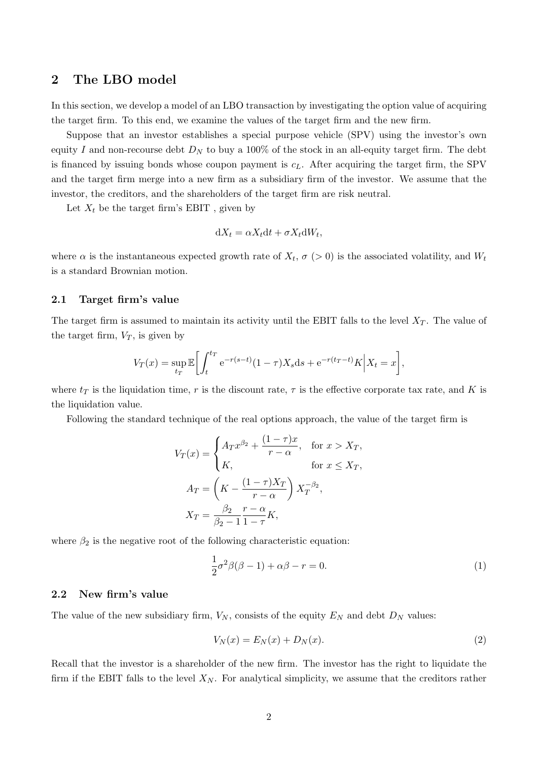## 2 The LBO model

In this section, we develop a model of an LBO transaction by investigating the option value of acquiring the target firm. To this end, we examine the values of the target firm and the new firm.

Suppose that an investor establishes a special purpose vehicle (SPV) using the investor's own equity $I$ and non-recourse debt $D_N$ to buy a 100% of the stock in an all-equity target firm. The debt is financed by issuing bonds whose coupon payment is $c_L$. After acquiring the target firm, the SPV and the target firm merge into a new firm as a subsidiary firm of the investor. We assume that the investor, the creditors, and the shareholders of the target firm are risk neutral.

Let $X_t$ be the target firm's EBIT , given by

$$\mathrm{d}X_t = \alpha X_t \mathrm{d}t + \sigma X_t \mathrm{d}W_t,$$

where $\alpha$ is the instantaneous expected growth rate of $X_t$, $\sigma$ ($> 0$) is the associated volatility, and $W_t$ is a standard Brownian motion.

### 2.1 Target firm's value

The target firm is assumed to maintain its activity until the EBIT falls to the level $X_T$. The value of the target firm, $V_T$, is given by

$$V_T(x) = \sup_{t_T} \mathbb{E}\left[ \int_t^{t_T} \mathrm{e}^{-r(s-t)}(1-\tau)X_s \mathrm{d}s + \mathrm{e}^{-r(t_T - t)} K \middle| X_t = x \right],$$

where $t_T$ is the liquidation time, $r$ is the discount rate, $\tau$ is the effective corporate tax rate, and $K$ is the liquidation value.

Following the standard technique of the real options approach, the value of the target firm is

$$V_T(x) = \begin{cases} A_T x^{\beta_2} + \dfrac{(1-\tau)x}{r-\alpha}, & \text{for } x > X_T, \\ K, & \text{for } x \leq X_T, \end{cases}$$

$$A_T = \left( K - \frac{(1-\tau)X_T}{r-\alpha} \right) X_T^{-\beta_2},$$

$$X_T = \frac{\beta_2}{\beta_2 - 1} \frac{r-\alpha}{1-\tau} K,$$

where $\beta_2$ is the negative root of the following characteristic equation:

$$\frac{1}{2}\sigma^2 \beta(\beta - 1) + \alpha\beta - r = 0. \tag{1}$$

### 2.2 New firm's value

The value of the new subsidiary firm, $V_N$, consists of the equity $E_N$ and debt $D_N$ values:

$$V_N(x) = E_N(x) + D_N(x). \tag{2}$$

Recall that the investor is a shareholder of the new firm. The investor has the right to liquidate the firm if the EBIT falls to the level $X_N$. For analytical simplicity, we assume that the creditors rather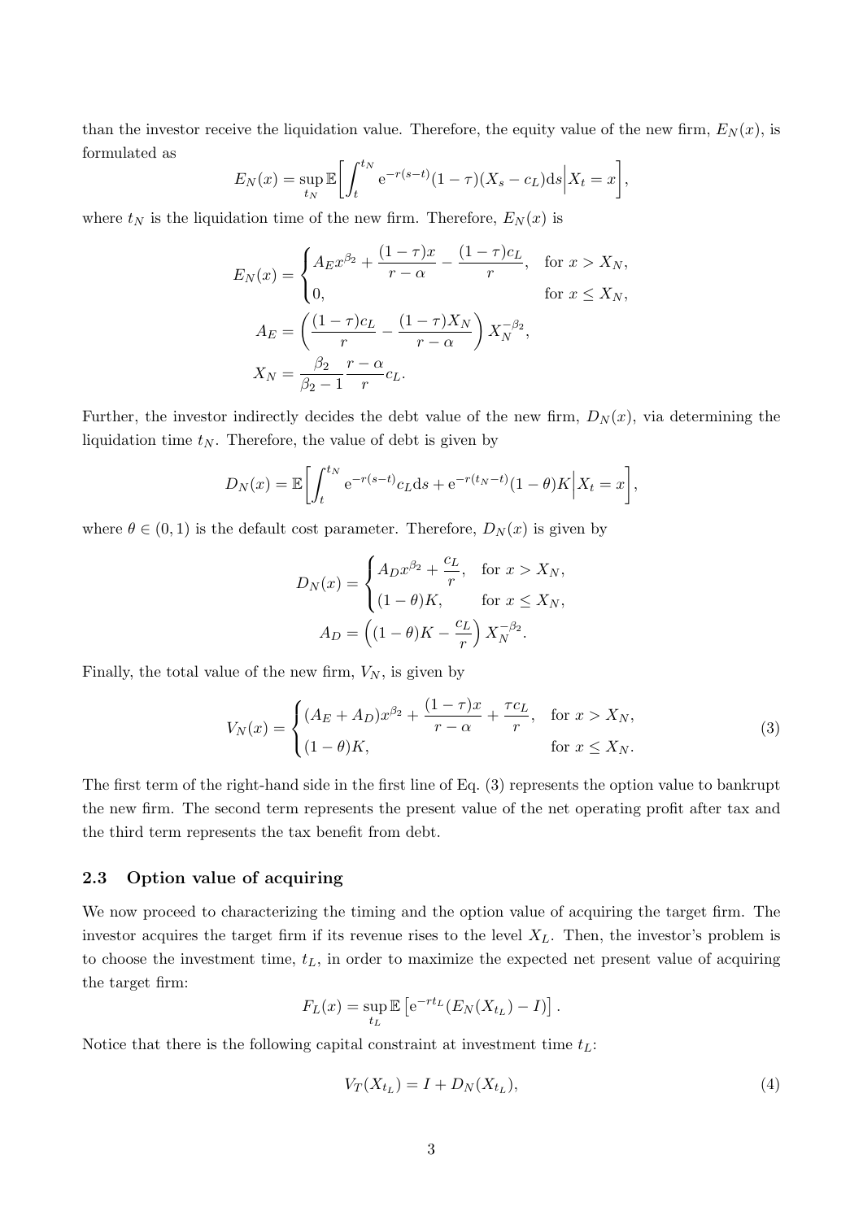than the investor receive the liquidation value. Therefore, the equity value of the new firm, $E_N(x)$, is formulated as

$$E_N(x) = \sup_{t_N} \mathbb{E}\bigg[\int_t^{t_N} \mathrm{e}^{-r(s-t)}(1-\tau)(X_s - c_L)\mathrm{d}s \bigg| X_t = x\bigg],$$

where $t_N$ is the liquidation time of the new firm. Therefore, $E_N(x)$ is

$$E_N(x) = \begin{cases} A_E x^{\beta_2} + \dfrac{(1-\tau)x}{r-\alpha} - \dfrac{(1-\tau)c_L}{r}, & \text{for } x > X_N, \\ 0, & \text{for } x \leq X_N, \end{cases}$$

$$A_E = \left(\frac{(1-\tau)c_L}{r} - \frac{(1-\tau)X_N}{r-\alpha}\right) X_N^{-\beta_2},$$

$$X_N = \frac{\beta_2}{\beta_2 - 1}\frac{r-\alpha}{r}c_L.$$

Further, the investor indirectly decides the debt value of the new firm, $D_N(x)$, via determining the liquidation time $t_N$. Therefore, the value of debt is given by

$$D_N(x) = \mathbb{E}\bigg[\int_t^{t_N} \mathrm{e}^{-r(s-t)} c_L \mathrm{d}s + \mathrm{e}^{-r(t_N-t)}(1-\theta)K \bigg| X_t = x\bigg],$$

where $\theta \in (0,1)$ is the default cost parameter. Therefore, $D_N(x)$ is given by

$$D_N(x) = \begin{cases} A_D x^{\beta_2} + \dfrac{c_L}{r}, & \text{for } x > X_N, \\ (1-\theta)K, & \text{for } x \leq X_N, \end{cases}$$

$$A_D = \left((1-\theta)K - \frac{c_L}{r}\right) X_N^{-\beta_2}.$$

Finally, the total value of the new firm, $V_N$, is given by

$$V_N(x) = \begin{cases} (A_E + A_D)x^{\beta_2} + \dfrac{(1-\tau)x}{r-\alpha} + \dfrac{\tau c_L}{r}, & \text{for } x > X_N, \\ (1-\theta)K, & \text{for } x \leq X_N. \end{cases} \tag{3}$$

The first term of the right-hand side in the first line of Eq. (3) represents the option value to bankrupt the new firm. The second term represents the present value of the net operating profit after tax and the third term represents the tax benefit from debt.

### 2.3 Option value of acquiring

We now proceed to characterizing the timing and the option value of acquiring the target firm. The investor acquires the target firm if its revenue rises to the level $X_L$. Then, the investor's problem is to choose the investment time, $t_L$, in order to maximize the expected net present value of acquiring the target firm:

$$F_L(x) = \sup_{t_L} \mathbb{E}\left[\mathrm{e}^{-rt_L}(E_N(X_{t_L}) - I)\right].$$

Notice that there is the following capital constraint at investment time $t_L$:

$$V_T(X_{t_L}) = I + D_N(X_{t_L}), \tag{4}$$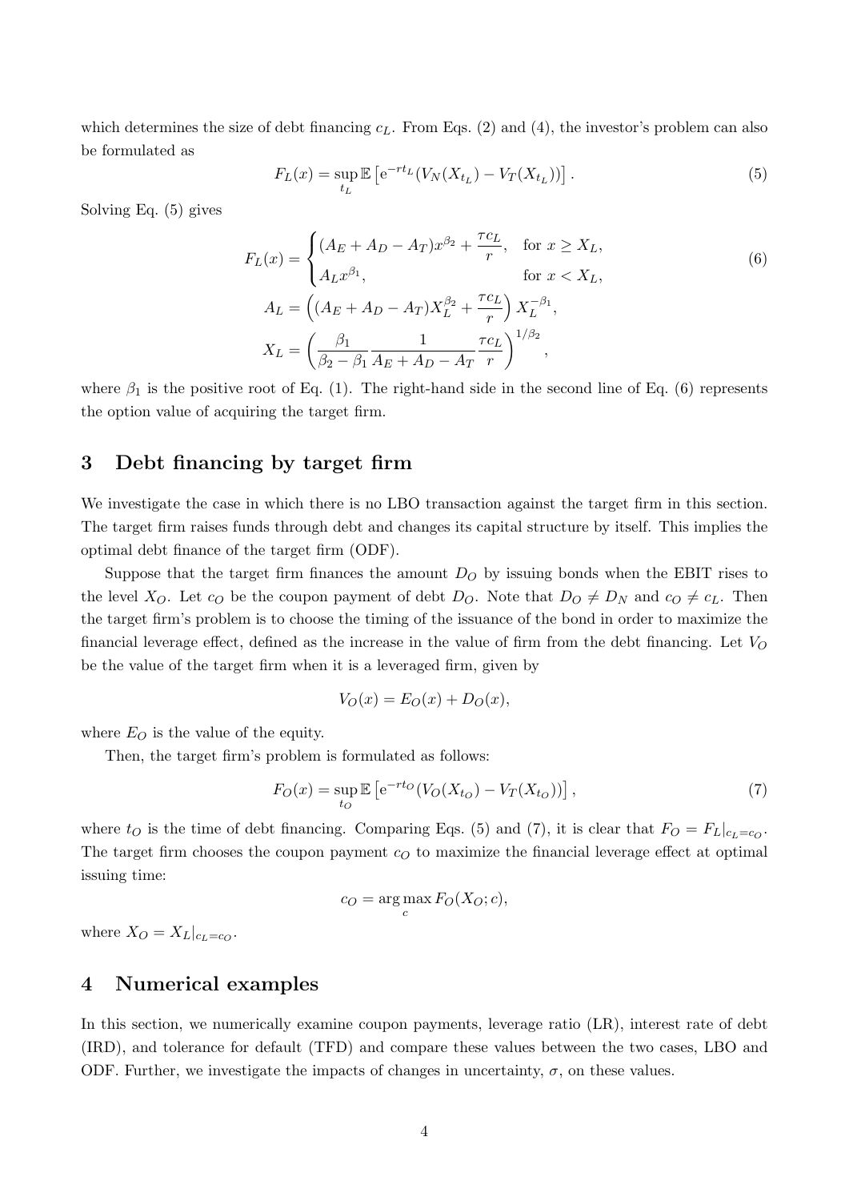which determines the size of debt financing $c_L$. From Eqs. (2) and (4), the investor's problem can also be formulated as

$$F_L(x) = \sup_{t_L} \mathbb{E}\left[\mathrm{e}^{-rt_L}(V_N(X_{t_L}) - V_T(X_{t_L}))\right]. \tag{5}$$

Solving Eq. (5) gives

$$F_L(x) = \begin{cases} (A_E + A_D - A_T)x^{\beta_2} + \dfrac{\tau c_L}{r}, & \text{for } x \geq X_L, \\ A_L x^{\beta_1}, & \text{for } x < X_L, \end{cases} \tag{6}$$

$$A_L = \left((A_E + A_D - A_T)X_L^{\beta_2} + \frac{\tau c_L}{r}\right) X_L^{-\beta_1},$$

$$X_L = \left(\frac{\beta_1}{\beta_2 - \beta_1} \frac{1}{A_E + A_D - A_T} \frac{\tau c_L}{r}\right)^{1/\beta_2},$$

where $\beta_1$ is the positive root of Eq. (1). The right-hand side in the second line of Eq. (6) represents the option value of acquiring the target firm.

## 3 Debt financing by target firm

We investigate the case in which there is no LBO transaction against the target firm in this section. The target firm raises funds through debt and changes its capital structure by itself. This implies the optimal debt finance of the target firm (ODF).

Suppose that the target firm finances the amount $D_O$ by issuing bonds when the EBIT rises to the level $X_O$. Let $c_O$ be the coupon payment of debt $D_O$. Note that $D_O \neq D_N$ and $c_O \neq c_L$. Then the target firm's problem is to choose the timing of the issuance of the bond in order to maximize the financial leverage effect, defined as the increase in the value of firm from the debt financing. Let $V_O$ be the value of the target firm when it is a leveraged firm, given by

$$V_O(x) = E_O(x) + D_O(x),$$

where $E_O$ is the value of the equity.

Then, the target firm's problem is formulated as follows:

$$F_O(x) = \sup_{t_O} \mathbb{E}\left[\mathrm{e}^{-rt_O}(V_O(X_{t_O}) - V_T(X_{t_O}))\right], \tag{7}$$

where $t_O$ is the time of debt financing. Comparing Eqs. (5) and (7), it is clear that $F_O = F_L|_{c_L = c_O}$. The target firm chooses the coupon payment $c_O$ to maximize the financial leverage effect at optimal issuing time:

$$c_O = \arg\max_c F_O(X_O; c),$$

where $X_O = X_L|_{c_L = c_O}$.

## 4 Numerical examples

In this section, we numerically examine coupon payments, leverage ratio (LR), interest rate of debt (IRD), and tolerance for default (TFD) and compare these values between the two cases, LBO and ODF. Further, we investigate the impacts of changes in uncertainty, $\sigma$, on these values.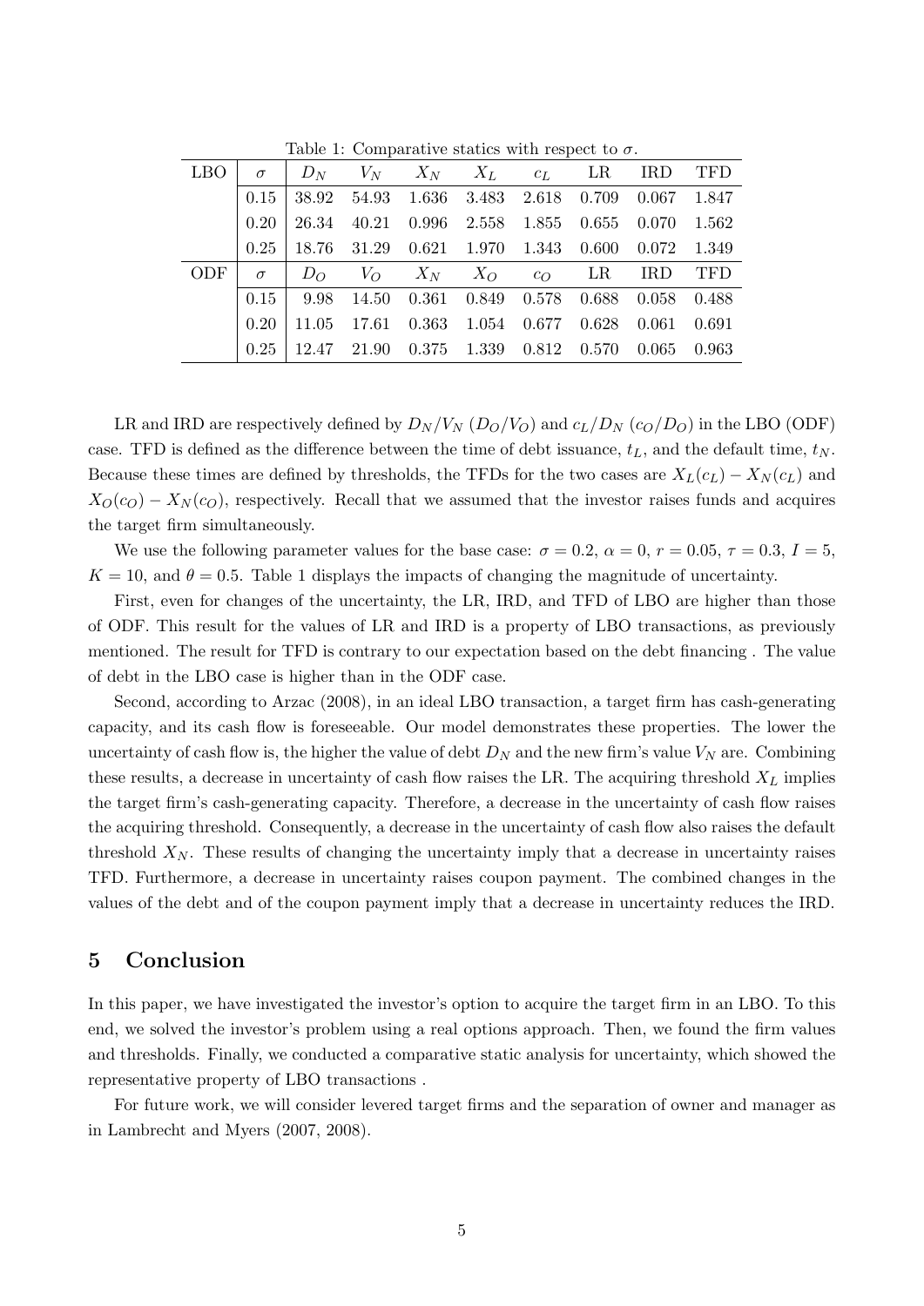Table 1: Comparative statics with respect to $\sigma$.

| LBO | $\sigma$ | $D_N$ | $V_N$ | $X_N$ | $X_L$ | $c_L$ | LR | IRD | TFD |
|---|---|---|---|---|---|---|---|---|---|
| | 0.15 | 38.92 | 54.93 | 1.636 | 3.483 | 2.618 | 0.709 | 0.067 | 1.847 |
| | 0.20 | 26.34 | 40.21 | 0.996 | 2.558 | 1.855 | 0.655 | 0.070 | 1.562 |
| | 0.25 | 18.76 | 31.29 | 0.621 | 1.970 | 1.343 | 0.600 | 0.072 | 1.349 |
| ODF | $\sigma$ | $D_O$ | $V_O$ | $X_N$ | $X_O$ | $c_O$ | LR | IRD | TFD |
| | 0.15 | 9.98 | 14.50 | 0.361 | 0.849 | 0.578 | 0.688 | 0.058 | 0.488 |
| | 0.20 | 11.05 | 17.61 | 0.363 | 1.054 | 0.677 | 0.628 | 0.061 | 0.691 |
| | 0.25 | 12.47 | 21.90 | 0.375 | 1.339 | 0.812 | 0.570 | 0.065 | 0.963 |

LR and IRD are respectively defined by $D_N/V_N$ ($D_O/V_O$) and $c_L/D_N$ ($c_O/D_O$) in the LBO (ODF) case. TFD is defined as the difference between the time of debt issuance, $t_L$, and the default time, $t_N$. Because these times are defined by thresholds, the TFDs for the two cases are $X_L(c_L) - X_N(c_L)$ and $X_O(c_O) - X_N(c_O)$, respectively. Recall that we assumed that the investor raises funds and acquires the target firm simultaneously.

We use the following parameter values for the base case: $\sigma = 0.2$, $\alpha = 0$, $r = 0.05$, $\tau = 0.3$, $I = 5$, $K = 10$, and $\theta = 0.5$. Table 1 displays the impacts of changing the magnitude of uncertainty.

First, even for changes of the uncertainty, the LR, IRD, and TFD of LBO are higher than those of ODF. This result for the values of LR and IRD is a property of LBO transactions, as previously mentioned. The result for TFD is contrary to our expectation based on the debt financing . The value of debt in the LBO case is higher than in the ODF case.

Second, according to Arzac (2008), in an ideal LBO transaction, a target firm has cash-generating capacity, and its cash flow is foreseeable. Our model demonstrates these properties. The lower the uncertainty of cash flow is, the higher the value of debt $D_N$ and the new firm's value $V_N$ are. Combining these results, a decrease in uncertainty of cash flow raises the LR. The acquiring threshold $X_L$ implies the target firm's cash-generating capacity. Therefore, a decrease in the uncertainty of cash flow raises the acquiring threshold. Consequently, a decrease in the uncertainty of cash flow also raises the default threshold $X_N$. These results of changing the uncertainty imply that a decrease in uncertainty raises TFD. Furthermore, a decrease in uncertainty raises coupon payment. The combined changes in the values of the debt and of the coupon payment imply that a decrease in uncertainty reduces the IRD.

## 5 Conclusion

In this paper, we have investigated the investor's option to acquire the target firm in an LBO. To this end, we solved the investor's problem using a real options approach. Then, we found the firm values and thresholds. Finally, we conducted a comparative static analysis for uncertainty, which showed the representative property of LBO transactions .

For future work, we will consider levered target firms and the separation of owner and manager as in Lambrecht and Myers (2007, 2008).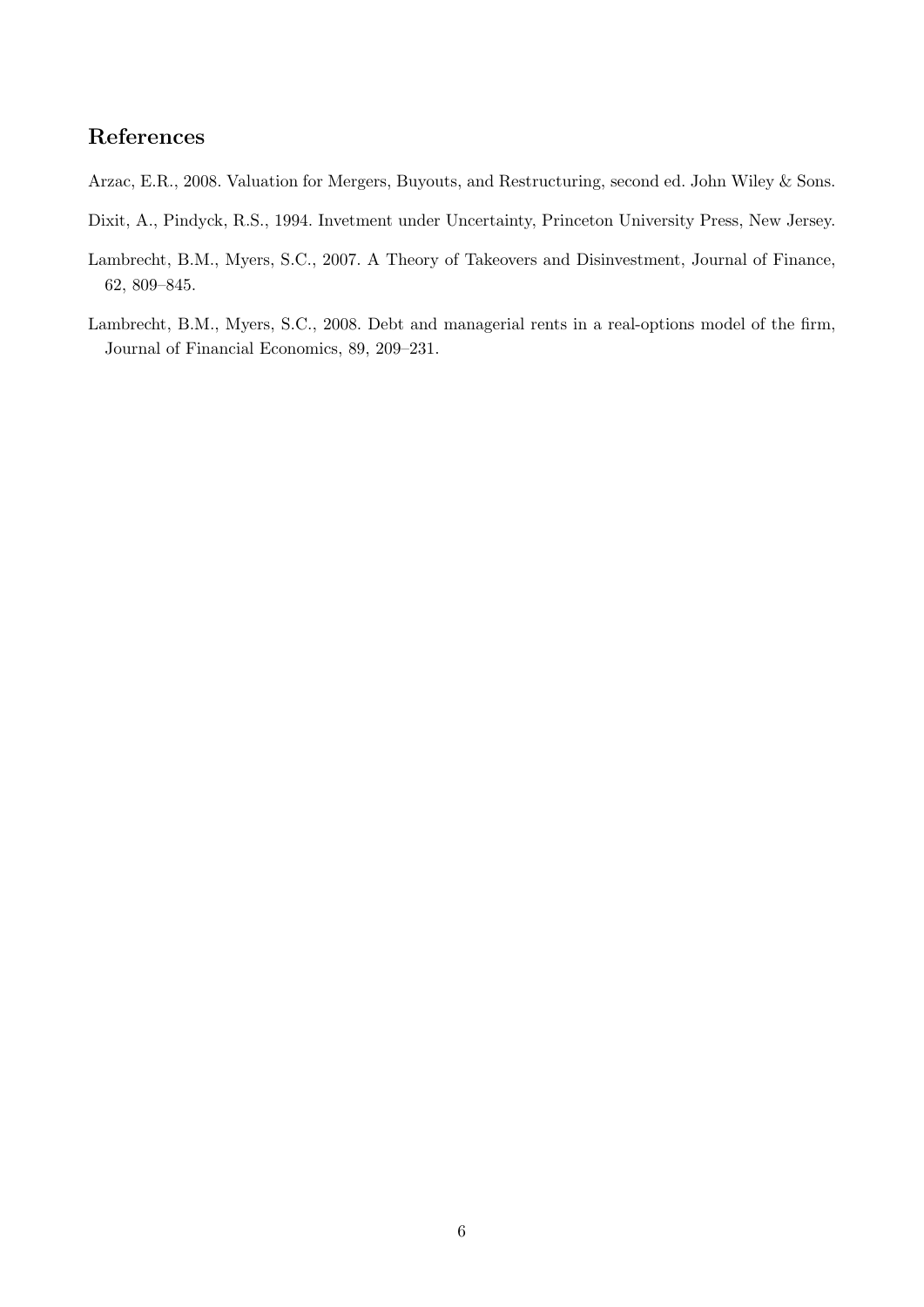## References

Arzac, E.R., 2008. Valuation for Mergers, Buyouts, and Restructuring, second ed. John Wiley & Sons.

Dixit, A., Pindyck, R.S., 1994. Invetment under Uncertainty, Princeton University Press, New Jersey.

Lambrecht, B.M., Myers, S.C., 2007. A Theory of Takeovers and Disinvestment, Journal of Finance, 62, 809–845.

Lambrecht, B.M., Myers, S.C., 2008. Debt and managerial rents in a real-options model of the firm, Journal of Financial Economics, 89, 209–231.